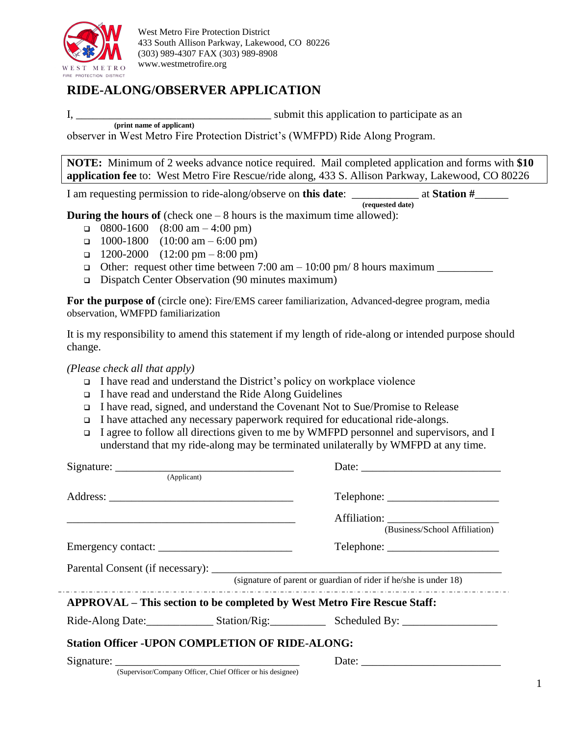West Metro Fire Protection District
433 South Allison Parkway, Lakewood, CO 80226
(303) 989-4307 FAX (303) 989-8908
www.westmetrofire.org

# RIDE-ALONG/OBSERVER APPLICATION

I, ___________________________________ submit this application to participate as an
**(print name of applicant)**
observer in West Metro Fire Protection District's (WMFPD) Ride Along Program.

**NOTE:** Minimum of 2 weeks advance notice required. Mail completed application and forms with **$10 application fee** to: West Metro Fire Rescue/ride along, 433 S. Allison Parkway, Lakewood, CO 80226

I am requesting permission to ride-along/observe on **this date**: ___________ at **Station #**______
**(requested date)**

**During the hours of** (check one – 8 hours is the maximum time allowed):

- ❑ 0800-1600 (8:00 am – 4:00 pm)
- ❑ 1000-1800 (10:00 am – 6:00 pm)
- ❑ 1200-2000 (12:00 pm – 8:00 pm)
- ❑ Other: request other time between 7:00 am – 10:00 pm/ 8 hours maximum __________
- ❑ Dispatch Center Observation (90 minutes maximum)

**For the purpose of** (circle one): Fire/EMS career familiarization, Advanced-degree program, media observation, WMFPD familiarization

It is my responsibility to amend this statement if my length of ride-along or intended purpose should change.

*(Please check all that apply)*

- ❑ I have read and understand the District's policy on workplace violence
- ❑ I have read and understand the Ride Along Guidelines
- ❑ I have read, signed, and understand the Covenant Not to Sue/Promise to Release
- ❑ I have attached any necessary paperwork required for educational ride-alongs.
- ❑ I agree to follow all directions given to me by WMFPD personnel and supervisors, and I understand that my ride-along may be terminated unilaterally by WMFPD at any time.

Signature: ________________________________ Date: ________________________
(Applicant)

Address: ________________________________ Telephone: ____________________

__________________________________________ Affiliation: ____________________
(Business/School Affiliation)

Emergency contact: ________________________ Telephone: ____________________

Parental Consent (if necessary): ______________________________________________
(signature of parent or guardian of rider if he/she is under 18)

### APPROVAL – This section to be completed by West Metro Fire Rescue Staff:

Ride-Along Date:____________ Station/Rig:__________ Scheduled By: _________________

### Station Officer -UPON COMPLETION OF RIDE-ALONG:

Signature: ________________________________ Date: ________________________
(Supervisor/Company Officer, Chief Officer or his designee)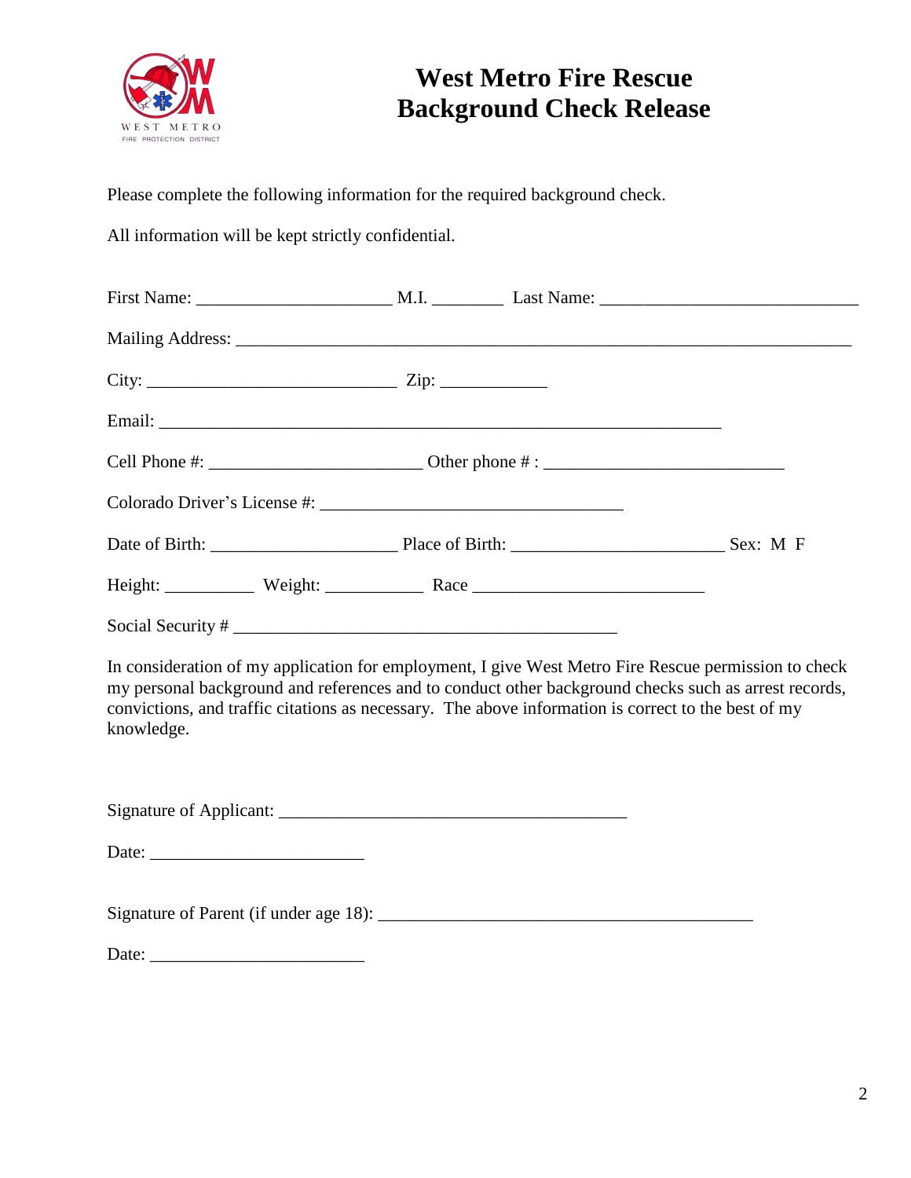# West Metro Fire Rescue
# Background Check Release

Please complete the following information for the required background check.

All information will be kept strictly confidential.

First Name: _____________________ M.I. ________ Last Name: ____________________________

Mailing Address: ___________________________________________________________________

City: ___________________________ Zip: ___________

Email: _____________________________________________________________

Cell Phone #: _______________________ Other phone # : __________________________

Colorado Driver's License #: _________________________________

Date of Birth: ____________________ Place of Birth: _______________________ Sex: M F

Height: __________ Weight: ___________ Race _________________________

Social Security # __________________________________________

In consideration of my application for employment, I give West Metro Fire Rescue permission to check my personal background and references and to conduct other background checks such as arrest records, convictions, and traffic citations as necessary. The above information is correct to the best of my knowledge.

Signature of Applicant: ______________________________________

Date: _______________________

Signature of Parent (if under age 18): _________________________________________

Date: _______________________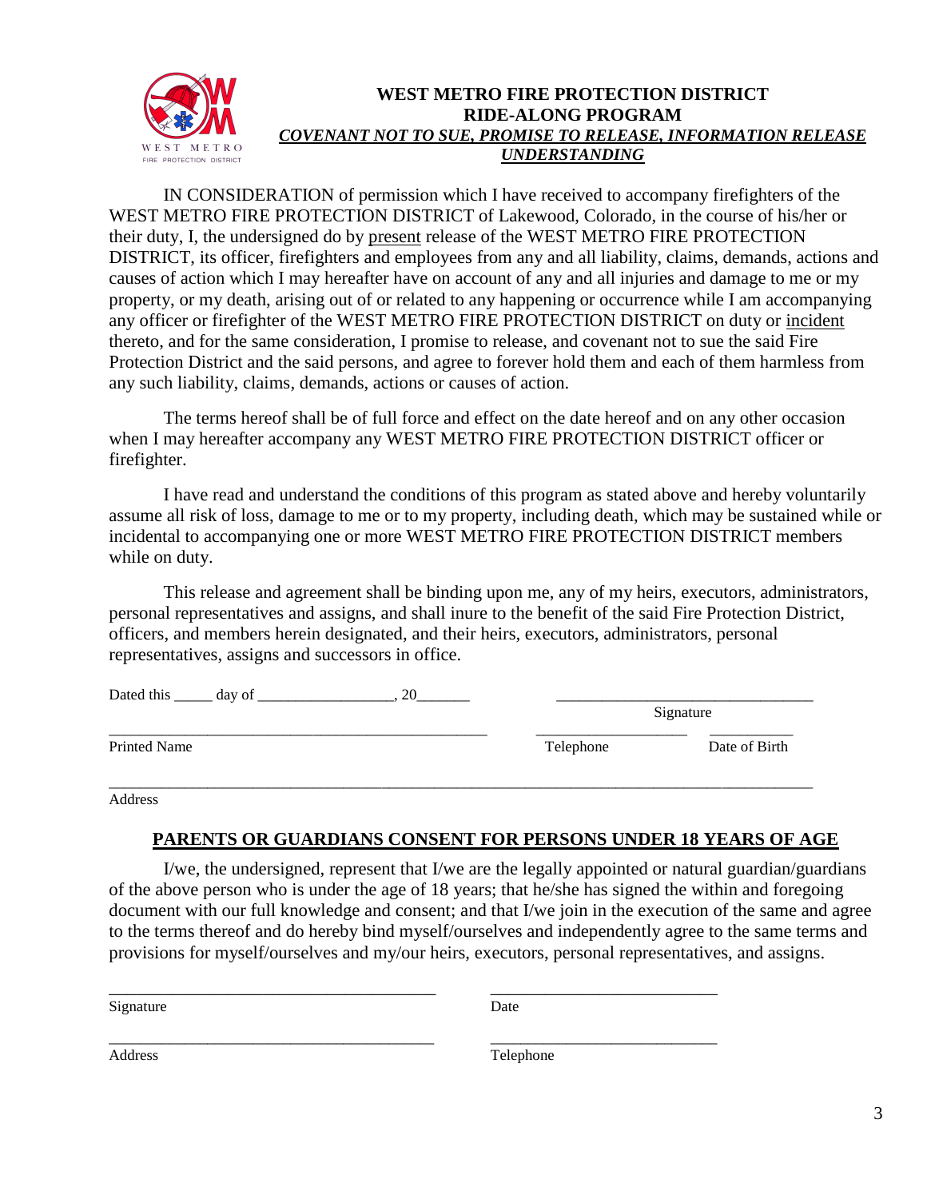# WEST METRO FIRE PROTECTION DISTRICT
# RIDE-ALONG PROGRAM
## *COVENANT NOT TO SUE, PROMISE TO RELEASE, INFORMATION RELEASE UNDERSTANDING*

IN CONSIDERATION of permission which I have received to accompany firefighters of the WEST METRO FIRE PROTECTION DISTRICT of Lakewood, Colorado, in the course of his/her or their duty, I, the undersigned do by present release of the WEST METRO FIRE PROTECTION DISTRICT, its officer, firefighters and employees from any and all liability, claims, demands, actions and causes of action which I may hereafter have on account of any and all injuries and damage to me or my property, or my death, arising out of or related to any happening or occurrence while I am accompanying any officer or firefighter of the WEST METRO FIRE PROTECTION DISTRICT on duty or incident thereto, and for the same consideration, I promise to release, and covenant not to sue the said Fire Protection District and the said persons, and agree to forever hold them and each of them harmless from any such liability, claims, demands, actions or causes of action.

The terms hereof shall be of full force and effect on the date hereof and on any other occasion when I may hereafter accompany any WEST METRO FIRE PROTECTION DISTRICT officer or firefighter.

I have read and understand the conditions of this program as stated above and hereby voluntarily assume all risk of loss, damage to me or to my property, including death, which may be sustained while or incidental to accompanying one or more WEST METRO FIRE PROTECTION DISTRICT members while on duty.

This release and agreement shall be binding upon me, any of my heirs, executors, administrators, personal representatives and assigns, and shall inure to the benefit of the said Fire Protection District, officers, and members herein designated, and their heirs, executors, administrators, personal representatives, assigns and successors in office.

Dated this _____ day of __________________, 20_______

_________________________________
Signature

_________________________________
Printed Name

____________________
Telephone

___________
Date of Birth

_________________________________________________________________________
Address

## PARENTS OR GUARDIANS CONSENT FOR PERSONS UNDER 18 YEARS OF AGE

I/we, the undersigned, represent that I/we are the legally appointed or natural guardian/guardians of the above person who is under the age of 18 years; that he/she has signed the within and foregoing document with our full knowledge and consent; and that I/we join in the execution of the same and agree to the terms thereof and do hereby bind myself/ourselves and independently agree to the same terms and provisions for myself/ourselves and my/our heirs, executors, personal representatives, and assigns.

_______________________________________
Signature

___________________________
Date

_______________________________________
Address

___________________________
Telephone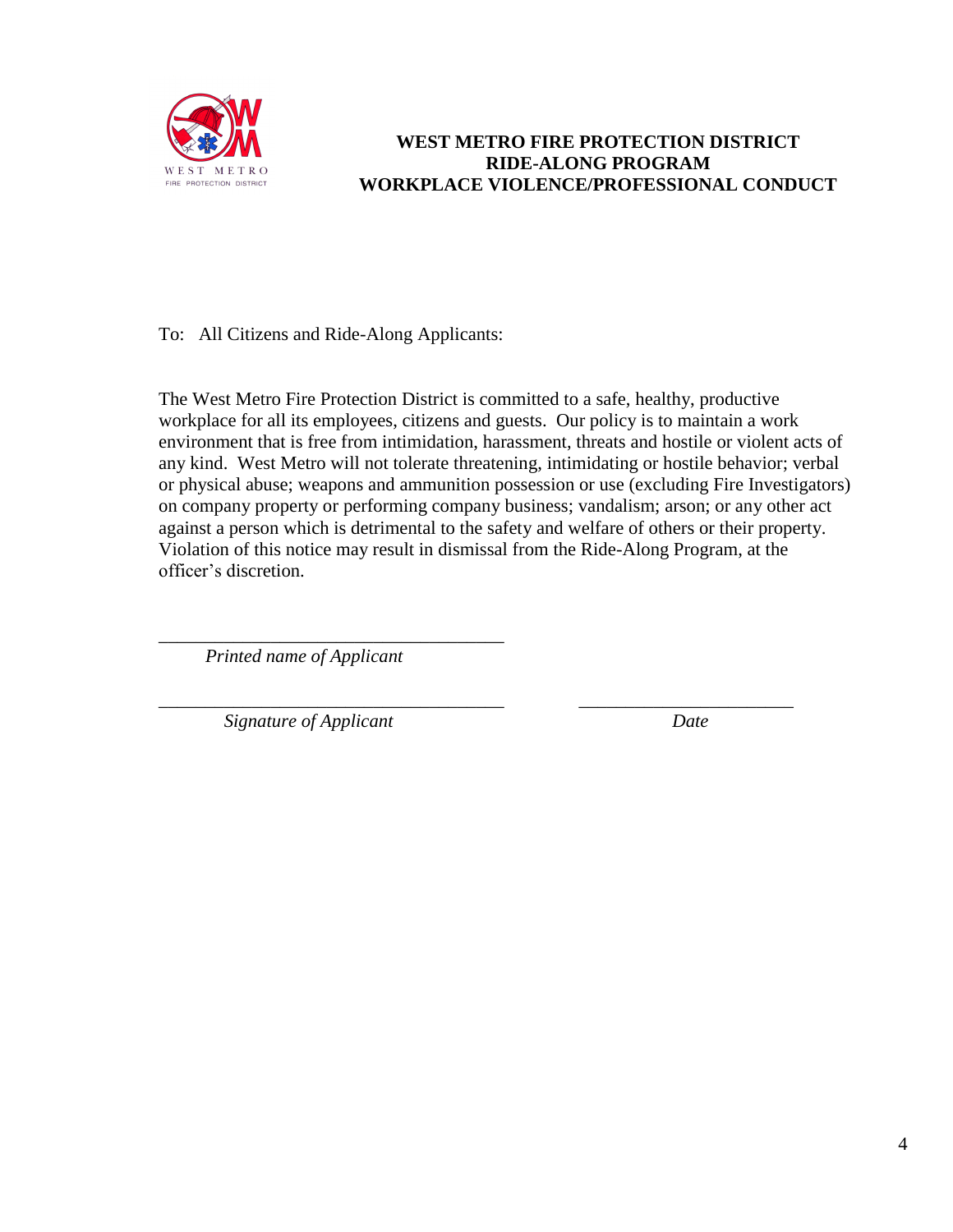WEST METRO
FIRE PROTECTION DISTRICT

# WEST METRO FIRE PROTECTION DISTRICT
## RIDE-ALONG PROGRAM
## WORKPLACE VIOLENCE/PROFESSIONAL CONDUCT

To: All Citizens and Ride-Along Applicants:

The West Metro Fire Protection District is committed to a safe, healthy, productive workplace for all its employees, citizens and guests. Our policy is to maintain a work environment that is free from intimidation, harassment, threats and hostile or violent acts of any kind. West Metro will not tolerate threatening, intimidating or hostile behavior; verbal or physical abuse; weapons and ammunition possession or use (excluding Fire Investigators) on company property or performing company business; vandalism; arson; or any other act against a person which is detrimental to the safety and welfare of others or their property. Violation of this notice may result in dismissal from the Ride-Along Program, at the officer's discretion.

_____________________________________
*Printed name of Applicant*

_____________________________________ _______________________
*Signature of Applicant* *Date*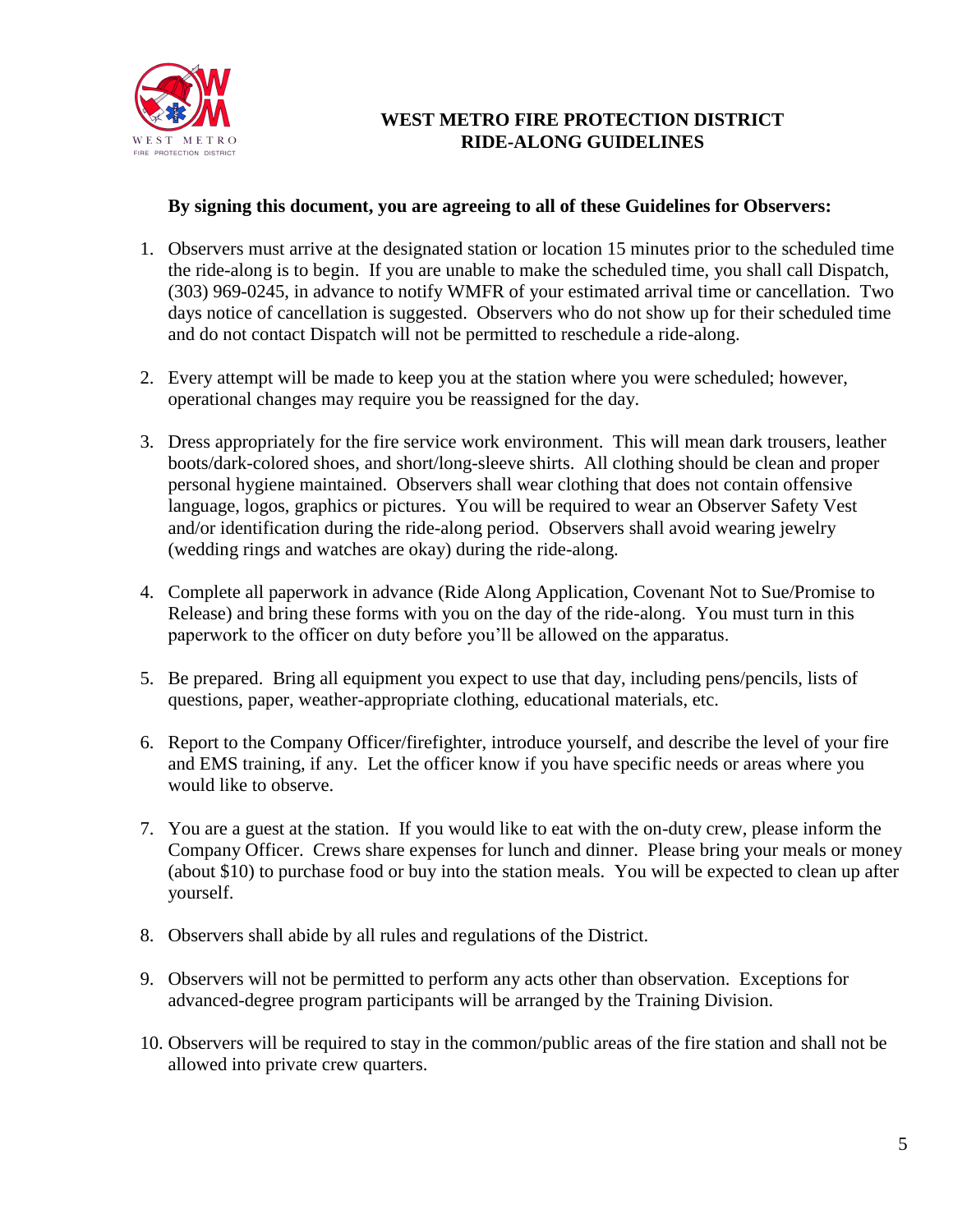# WEST METRO FIRE PROTECTION DISTRICT
## RIDE-ALONG GUIDELINES

**By signing this document, you are agreeing to all of these Guidelines for Observers:**

1. Observers must arrive at the designated station or location 15 minutes prior to the scheduled time the ride-along is to begin. If you are unable to make the scheduled time, you shall call Dispatch, (303) 969-0245, in advance to notify WMFR of your estimated arrival time or cancellation. Two days notice of cancellation is suggested. Observers who do not show up for their scheduled time and do not contact Dispatch will not be permitted to reschedule a ride-along.

2. Every attempt will be made to keep you at the station where you were scheduled; however, operational changes may require you be reassigned for the day.

3. Dress appropriately for the fire service work environment. This will mean dark trousers, leather boots/dark-colored shoes, and short/long-sleeve shirts. All clothing should be clean and proper personal hygiene maintained. Observers shall wear clothing that does not contain offensive language, logos, graphics or pictures. You will be required to wear an Observer Safety Vest and/or identification during the ride-along period. Observers shall avoid wearing jewelry (wedding rings and watches are okay) during the ride-along.

4. Complete all paperwork in advance (Ride Along Application, Covenant Not to Sue/Promise to Release) and bring these forms with you on the day of the ride-along. You must turn in this paperwork to the officer on duty before you'll be allowed on the apparatus.

5. Be prepared. Bring all equipment you expect to use that day, including pens/pencils, lists of questions, paper, weather-appropriate clothing, educational materials, etc.

6. Report to the Company Officer/firefighter, introduce yourself, and describe the level of your fire and EMS training, if any. Let the officer know if you have specific needs or areas where you would like to observe.

7. You are a guest at the station. If you would like to eat with the on-duty crew, please inform the Company Officer. Crews share expenses for lunch and dinner. Please bring your meals or money (about $10) to purchase food or buy into the station meals. You will be expected to clean up after yourself.

8. Observers shall abide by all rules and regulations of the District.

9. Observers will not be permitted to perform any acts other than observation. Exceptions for advanced-degree program participants will be arranged by the Training Division.

10. Observers will be required to stay in the common/public areas of the fire station and shall not be allowed into private crew quarters.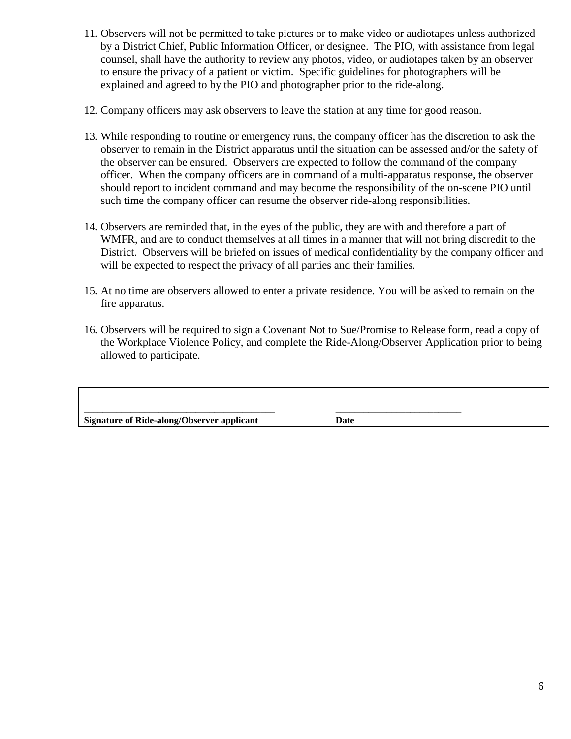11. Observers will not be permitted to take pictures or to make video or audiotapes unless authorized by a District Chief, Public Information Officer, or designee. The PIO, with assistance from legal counsel, shall have the authority to review any photos, video, or audiotapes taken by an observer to ensure the privacy of a patient or victim. Specific guidelines for photographers will be explained and agreed to by the PIO and photographer prior to the ride-along.

12. Company officers may ask observers to leave the station at any time for good reason.

13. While responding to routine or emergency runs, the company officer has the discretion to ask the observer to remain in the District apparatus until the situation can be assessed and/or the safety of the observer can be ensured. Observers are expected to follow the command of the company officer. When the company officers are in command of a multi-apparatus response, the observer should report to incident command and may become the responsibility of the on-scene PIO until such time the company officer can resume the observer ride-along responsibilities.

14. Observers are reminded that, in the eyes of the public, they are with and therefore a part of WMFR, and are to conduct themselves at all times in a manner that will not bring discredit to the District. Observers will be briefed on issues of medical confidentiality by the company officer and will be expected to respect the privacy of all parties and their families.

15. At no time are observers allowed to enter a private residence. You will be asked to remain on the fire apparatus.

16. Observers will be required to sign a Covenant Not to Sue/Promise to Release form, read a copy of the Workplace Violence Policy, and complete the Ride-Along/Observer Application prior to being allowed to participate.

| ______________________________________ | _________________________ |
|---|---|
| **Signature of Ride-along/Observer applicant** | **Date** |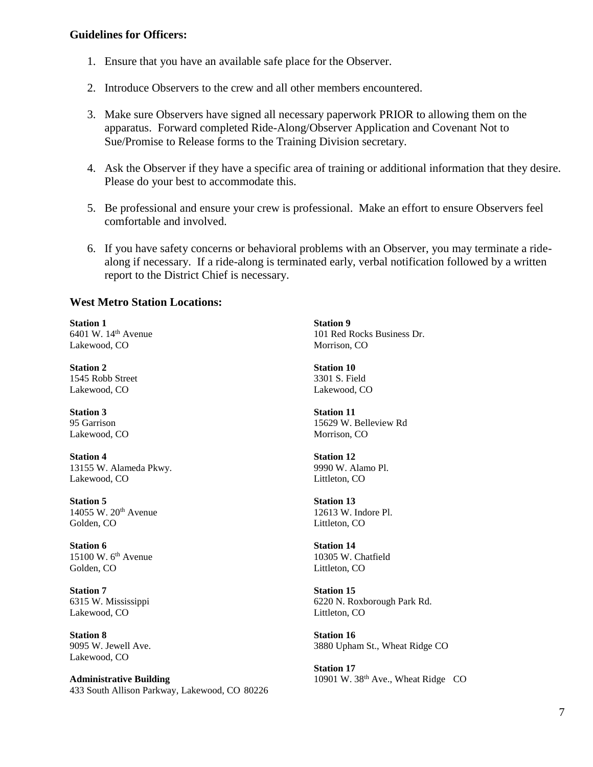**Guidelines for Officers:**

1. Ensure that you have an available safe place for the Observer.

2. Introduce Observers to the crew and all other members encountered.

3. Make sure Observers have signed all necessary paperwork PRIOR to allowing them on the apparatus. Forward completed Ride-Along/Observer Application and Covenant Not to Sue/Promise to Release forms to the Training Division secretary.

4. Ask the Observer if they have a specific area of training or additional information that they desire. Please do your best to accommodate this.

5. Be professional and ensure your crew is professional. Make an effort to ensure Observers feel comfortable and involved.

6. If you have safety concerns or behavioral problems with an Observer, you may terminate a ride-along if necessary. If a ride-along is terminated early, verbal notification followed by a written report to the District Chief is necessary.

## West Metro Station Locations:

**Station 1**
6401 W. 14th Avenue
Lakewood, CO

**Station 2**
1545 Robb Street
Lakewood, CO

**Station 3**
95 Garrison
Lakewood, CO

**Station 4**
13155 W. Alameda Pkwy.
Lakewood, CO

**Station 5**
14055 W. 20th Avenue
Golden, CO

**Station 6**
15100 W. 6th Avenue
Golden, CO

**Station 7**
6315 W. Mississippi
Lakewood, CO

**Station 8**
9095 W. Jewell Ave.
Lakewood, CO

**Administrative Building**
433 South Allison Parkway, Lakewood, CO 80226

**Station 9**
101 Red Rocks Business Dr.
Morrison, CO

**Station 10**
3301 S. Field
Lakewood, CO

**Station 11**
15629 W. Belleview Rd
Morrison, CO

**Station 12**
9990 W. Alamo Pl.
Littleton, CO

**Station 13**
12613 W. Indore Pl.
Littleton, CO

**Station 14**
10305 W. Chatfield
Littleton, CO

**Station 15**
6220 N. Roxborough Park Rd.
Littleton, CO

**Station 16**
3880 Upham St., Wheat Ridge CO

**Station 17**
10901 W. 38th Ave., Wheat Ridge CO